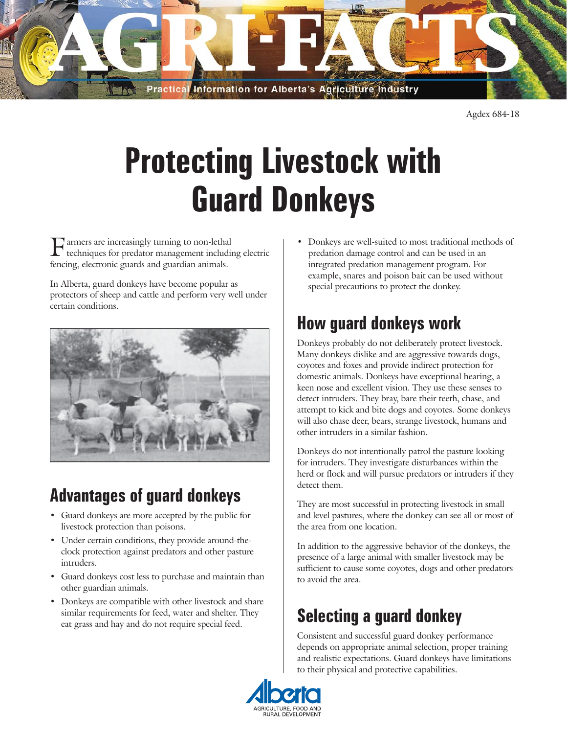Agdex 684-18

# Protecting Livestock with Guard Donkeys

Farmers are increasingly turning to non-lethal techniques for predator management including electric fencing, electronic guards and guardian animals.

In Alberta, guard donkeys have become popular as protectors of sheep and cattle and perform very well under certain conditions.

## Advantages of guard donkeys

- Guard donkeys are more accepted by the public for livestock protection than poisons.
- Under certain conditions, they provide around-the-clock protection against predators and other pasture intruders.
- Guard donkeys cost less to purchase and maintain than other guardian animals.
- Donkeys are compatible with other livestock and share similar requirements for feed, water and shelter. They eat grass and hay and do not require special feed.
- Donkeys are well-suited to most traditional methods of predation damage control and can be used in an integrated predation management program. For example, snares and poison bait can be used without special precautions to protect the donkey.

## How guard donkeys work

Donkeys probably do not deliberately protect livestock. Many donkeys dislike and are aggressive towards dogs, coyotes and foxes and provide indirect protection for domestic animals. Donkeys have exceptional hearing, a keen nose and excellent vision. They use these senses to detect intruders. They bray, bare their teeth, chase, and attempt to kick and bite dogs and coyotes. Some donkeys will also chase deer, bears, strange livestock, humans and other intruders in a similar fashion.

Donkeys do not intentionally patrol the pasture looking for intruders. They investigate disturbances within the herd or flock and will pursue predators or intruders if they detect them.

They are most successful in protecting livestock in small and level pastures, where the donkey can see all or most of the area from one location.

In addition to the aggressive behavior of the donkeys, the presence of a large animal with smaller livestock may be sufficient to cause some coyotes, dogs and other predators to avoid the area.

## Selecting a guard donkey

Consistent and successful guard donkey performance depends on appropriate animal selection, proper training and realistic expectations. Guard donkeys have limitations to their physical and protective capabilities.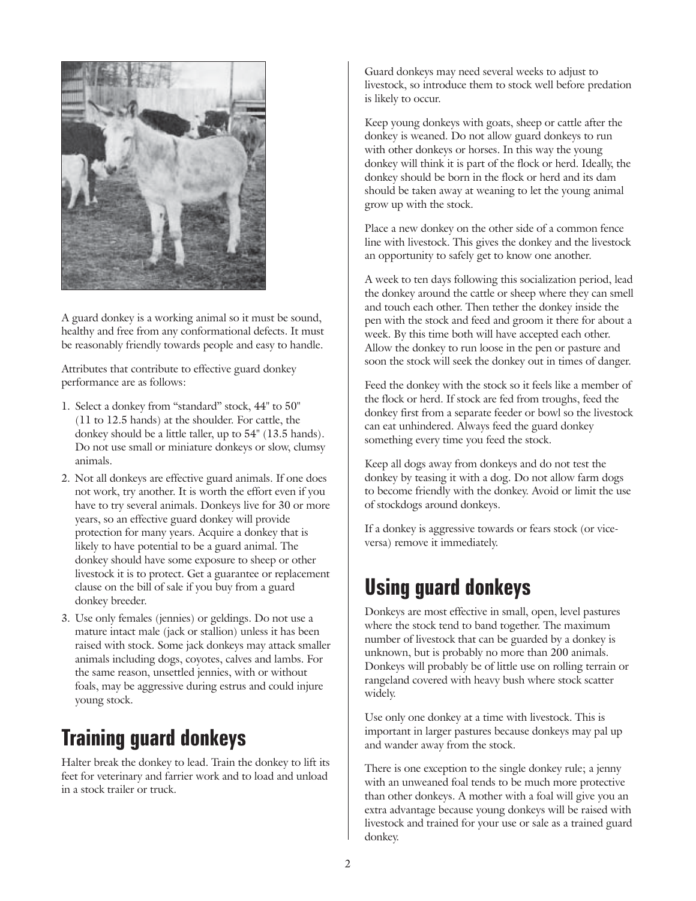A guard donkey is a working animal so it must be sound, healthy and free from any conformational defects. It must be reasonably friendly towards people and easy to handle.

Attributes that contribute to effective guard donkey performance are as follows:

1. Select a donkey from "standard" stock, 44" to 50" (11 to 12.5 hands) at the shoulder. For cattle, the donkey should be a little taller, up to 54" (13.5 hands). Do not use small or miniature donkeys or slow, clumsy animals.
2. Not all donkeys are effective guard animals. If one does not work, try another. It is worth the effort even if you have to try several animals. Donkeys live for 30 or more years, so an effective guard donkey will provide protection for many years. Acquire a donkey that is likely to have potential to be a guard animal. The donkey should have some exposure to sheep or other livestock it is to protect. Get a guarantee or replacement clause on the bill of sale if you buy from a guard donkey breeder.
3. Use only females (jennies) or geldings. Do not use a mature intact male (jack or stallion) unless it has been raised with stock. Some jack donkeys may attack smaller animals including dogs, coyotes, calves and lambs. For the same reason, unsettled jennies, with or without foals, may be aggressive during estrus and could injure young stock.

## Training guard donkeys

Halter break the donkey to lead. Train the donkey to lift its feet for veterinary and farrier work and to load and unload in a stock trailer or truck.

Guard donkeys may need several weeks to adjust to livestock, so introduce them to stock well before predation is likely to occur.

Keep young donkeys with goats, sheep or cattle after the donkey is weaned. Do not allow guard donkeys to run with other donkeys or horses. In this way the young donkey will think it is part of the flock or herd. Ideally, the donkey should be born in the flock or herd and its dam should be taken away at weaning to let the young animal grow up with the stock.

Place a new donkey on the other side of a common fence line with livestock. This gives the donkey and the livestock an opportunity to safely get to know one another.

A week to ten days following this socialization period, lead the donkey around the cattle or sheep where they can smell and touch each other. Then tether the donkey inside the pen with the stock and feed and groom it there for about a week. By this time both will have accepted each other. Allow the donkey to run loose in the pen or pasture and soon the stock will seek the donkey out in times of danger.

Feed the donkey with the stock so it feels like a member of the flock or herd. If stock are fed from troughs, feed the donkey first from a separate feeder or bowl so the livestock can eat unhindered. Always feed the guard donkey something every time you feed the stock.

Keep all dogs away from donkeys and do not test the donkey by teasing it with a dog. Do not allow farm dogs to become friendly with the donkey. Avoid or limit the use of stockdogs around donkeys.

If a donkey is aggressive towards or fears stock (or vice-versa) remove it immediately.

## Using guard donkeys

Donkeys are most effective in small, open, level pastures where the stock tend to band together. The maximum number of livestock that can be guarded by a donkey is unknown, but is probably no more than 200 animals. Donkeys will probably be of little use on rolling terrain or rangeland covered with heavy bush where stock scatter widely.

Use only one donkey at a time with livestock. This is important in larger pastures because donkeys may pal up and wander away from the stock.

There is one exception to the single donkey rule; a jenny with an unweaned foal tends to be much more protective than other donkeys. A mother with a foal will give you an extra advantage because young donkeys will be raised with livestock and trained for your use or sale as a trained guard donkey.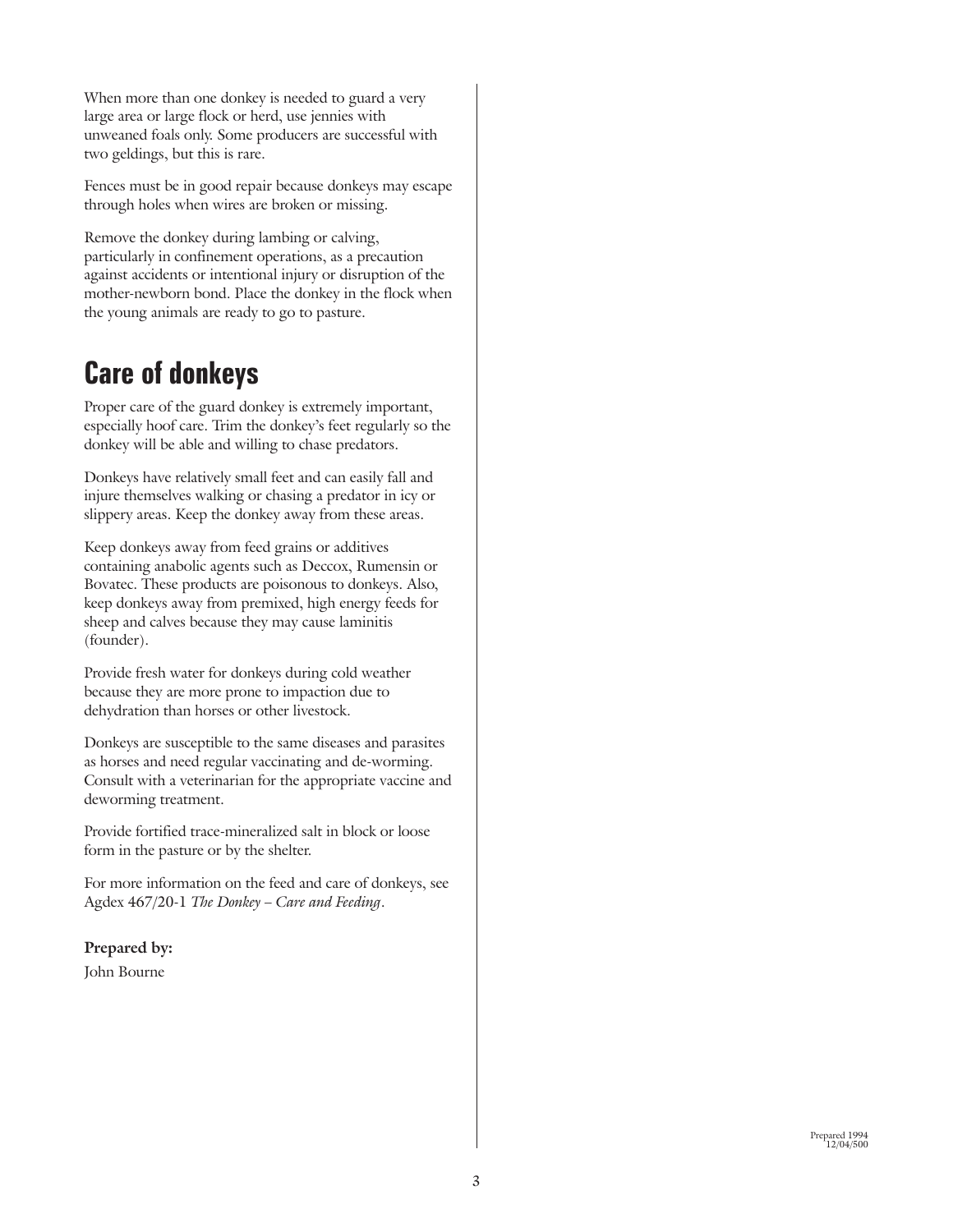When more than one donkey is needed to guard a very large area or large flock or herd, use jennies with unweaned foals only. Some producers are successful with two geldings, but this is rare.

Fences must be in good repair because donkeys may escape through holes when wires are broken or missing.

Remove the donkey during lambing or calving, particularly in confinement operations, as a precaution against accidents or intentional injury or disruption of the mother-newborn bond. Place the donkey in the flock when the young animals are ready to go to pasture.

## Care of donkeys

Proper care of the guard donkey is extremely important, especially hoof care. Trim the donkey's feet regularly so the donkey will be able and willing to chase predators.

Donkeys have relatively small feet and can easily fall and injure themselves walking or chasing a predator in icy or slippery areas. Keep the donkey away from these areas.

Keep donkeys away from feed grains or additives containing anabolic agents such as Deccox, Rumensin or Bovatec. These products are poisonous to donkeys. Also, keep donkeys away from premixed, high energy feeds for sheep and calves because they may cause laminitis (founder).

Provide fresh water for donkeys during cold weather because they are more prone to impaction due to dehydration than horses or other livestock.

Donkeys are susceptible to the same diseases and parasites as horses and need regular vaccinating and de-worming. Consult with a veterinarian for the appropriate vaccine and deworming treatment.

Provide fortified trace-mineralized salt in block or loose form in the pasture or by the shelter.

For more information on the feed and care of donkeys, see Agdex 467/20-1 *The Donkey – Care and Feeding*.

**Prepared by:**
John Bourne

Prepared 1994
12/04/500